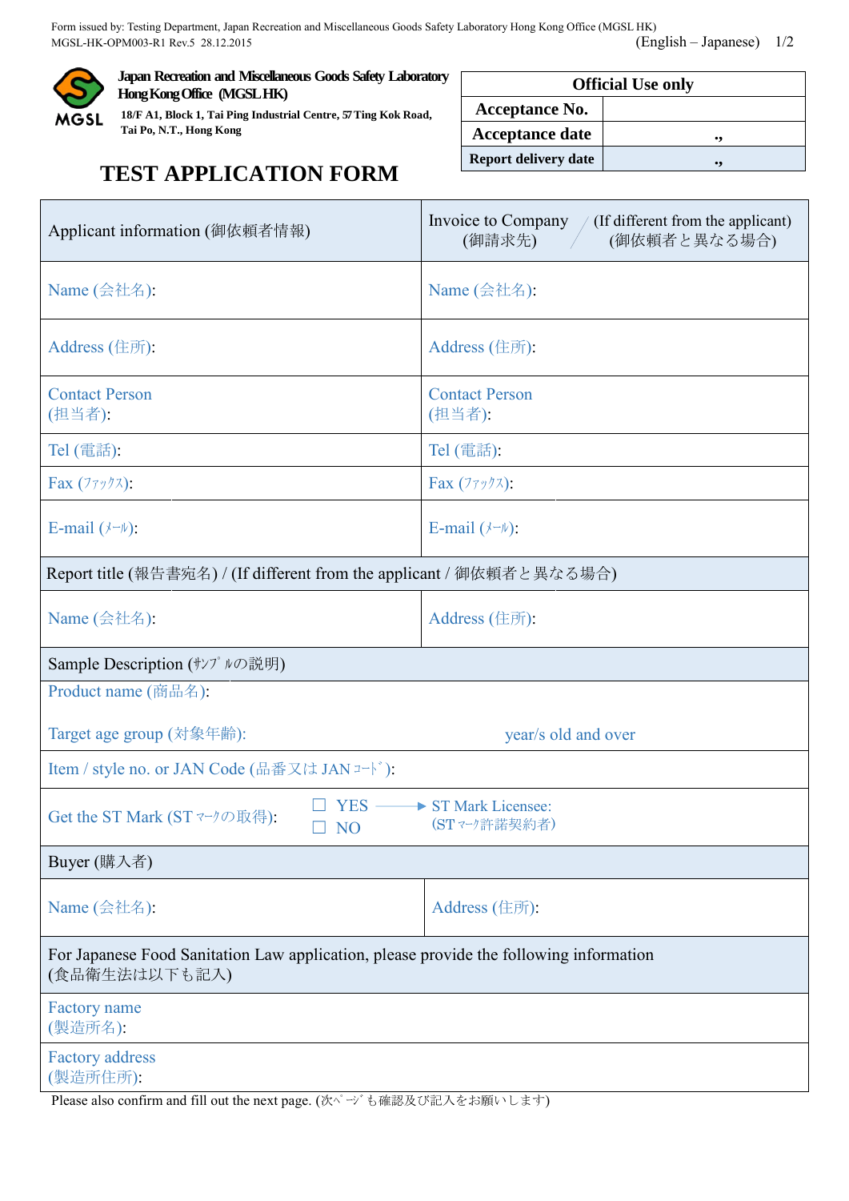Form issued by: Testing Department, Japan Recreation and Miscellaneous Goods Safety Laboratory Hong Kong Office (MGSL HK)
MGSL-HK-OPM003-R1 Rev.5 28.12.2015 (English – Japanese)

**Japan Recreation and Miscellaneous Goods Safety Laboratory Hong Kong Office (MGSL HK)**
**18/F A1, Block 1, Tai Ping Industrial Centre, 57 Ting Kok Road, Tai Po, N.T., Hong Kong**

| Official Use only | |
|---|---|
| Acceptance No. | |
| Acceptance date | ., |
| Report delivery date | ., |

# TEST APPLICATION FORM

| Applicant information (御依頼者情報) | Invoice to Company (御請求先) / (If different from the applicant) (御依頼者と異なる場合) |
|---|---|
| Name (会社名): | Name (会社名): |
| Address (住所): | Address (住所): |
| Contact Person (担当者): | Contact Person (担当者): |
| Tel (電話): | Tel (電話): |
| Fax (ﾌｧｯｸｽ): | Fax (ﾌｧｯｸｽ): |
| E-mail (ﾒｰﾙ): | E-mail (ﾒｰﾙ): |

| Report title (報告書宛名) / (If different from the applicant / 御依頼者と異なる場合) | |
|---|---|
| Name (会社名): | Address (住所): |

**Sample Description (ｻﾝﾌﾟﾙの説明)**

Product name (商品名):

Target age group (対象年齢): year/s old and over

Item / style no. or JAN Code (品番又は JAN ｺｰﾄﾞ):

Get the ST Mark (ST ﾏｰｸの取得): ☐ YES → ST Mark Licensee: (ST ﾏｰｸ許諾契約者) ☐ NO

| Buyer (購入者) | |
|---|---|
| Name (会社名): | Address (住所): |

**For Japanese Food Sanitation Law application, please provide the following information (食品衛生法は以下も記入)**

Factory name (製造所名):

Factory address (製造所住所):

Please also confirm and fill out the next page. (次ﾍﾟｰｼﾞも確認及び記入をお願いします)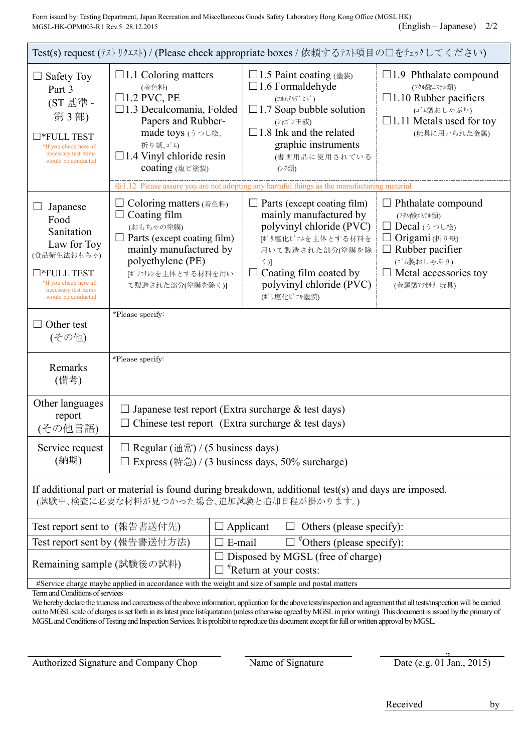Form issued by: Testing Department, Japan Recreation and Miscellaneous Goods Safety Laboratory Hong Kong Office (MGSL HK)
MGSL-HK-OPM003-R1 Rev.5 28.12.2015

(English – Japanese)

| Test(s) request (ﾃｽﾄ ﾘｸｴｽﾄ) / (Please check appropriate boxes / 依頼するﾃｽﾄ項目の☐をﾁｪｯｸしてください) | | | |
|---|---|---|---|
| ☐ Safety Toy Part 3 (ST 基準 - 第 3 部)<br><br>☐*FULL TEST<br>*If you check here all necessary test items would be conducted | ☐1.1 Coloring matters (着色料)<br>☐1.2 PVC, PE<br>☐1.3 Decalcomania, Folded Papers and Rubber-made toys (うつし絵、折り紙、ｺﾞﾑ)<br>☐1.4 Vinyl chloride resin coating (塩ビ塗装) | ☐1.5 Paint coating (塗装)<br>☐1.6 Formaldehyde (ﾎﾙﾑｱﾙﾃﾞﾋﾄﾞ)<br>☐1.7 Soap bubble solution (ｼｬﾎﾞﾝ玉液)<br>☐1.8 Ink and the related graphic instruments (書画用品に使用されているｲﾝｸ類) | ☐1.9 Phthalate compound (ﾌﾀﾙ酸ｴｽﾃﾙ類)<br>☐1.10 Rubber pacifiers (ｺﾞﾑ製おしゃぶり)<br>☐1.11 Metals used for toy (玩具に用いられた金属) |
| | ※1.12 Please assure you are not adopting any harmful things as the manufacturing material | | |
| ☐ Japanese Food Sanitation Law for Toy (食品衛生法おもちゃ)<br><br>☐*FULL TEST<br>*If you check here all necessary test items would be conducted | ☐ Coloring matters (着色料)<br>☐ Coating film (おもちゃの塗膜)<br>☐ Parts (except coating film) mainly manufactured by polyethylene (PE) [ポリエチレンを主体とする材料を用いて製造された部分(塗膜を除く)] | ☐ Parts (except coating film) mainly manufactured by polyvinyl chloride (PVC) [ポリ塩化ビニルを主体とする材料を用いて製造された部分(塗膜を除く)]<br>☐ Coating film coated by polyvinyl chloride (PVC) (ポリ塩化ビニル塗膜) | ☐ Phthalate compound (ﾌﾀﾙ酸ｴｽﾃﾙ類)<br>☐ Decal (うつし絵)<br>☐ Origami (折り紙)<br>☐ Rubber pacifier (ｺﾞﾑ製おしゃぶり)<br>☐ Metal accessories toy (金属製ｱｸｾｻﾘｰ玩具) |
| ☐ Other test (その他) | *Please specify: | | |
| Remarks (備考) | *Please specify: | | |
| Other languages report (その他言語) | ☐ Japanese test report (Extra surcharge & test days)<br>☐ Chinese test report (Extra surcharge & test days) | | |
| Service request (納期) | ☐ Regular (通常) / (5 business days)<br>☐ Express (特急) / (3 business days, 50% surcharge) | | |

If additional part or material is found during breakdown, additional test(s) and days are imposed.
(試験中、検査に必要な材料が見つかった場合、追加試験と追加日程が掛かります。)

| | |
|---|---|
| Test report sent to (報告書送付先) | ☐ Applicant ☐ Others (please specify): |
| Test report sent by (報告書送付方法) | ☐ E-mail ☐ #Others (please specify): |
| Remaining sample (試験後の試料) | ☐ Disposed by MGSL (free of charge)<br>☐ #Return at your costs: |

#Service charge maybe applied in accordance with the weight and size of sample and postal matters

Term and Conditions of services

We hereby declare the trueness and correctness of the above information, application for the above tests/inspection and agreement that all tests/inspection will be carried out to MGSL scale of charges as set forth in its latest price list/quotation (unless otherwise agreed by MGSL in prior writing). This document is issued by the primary of MGSL and Conditions of Testing and Inspection Services. It is prohibit to reproduce this document except for full or written approval by MGSL.

Authorized Signature and Company Chop

Name of Signature

Date (e.g. 01 Jan., 2015)

Received by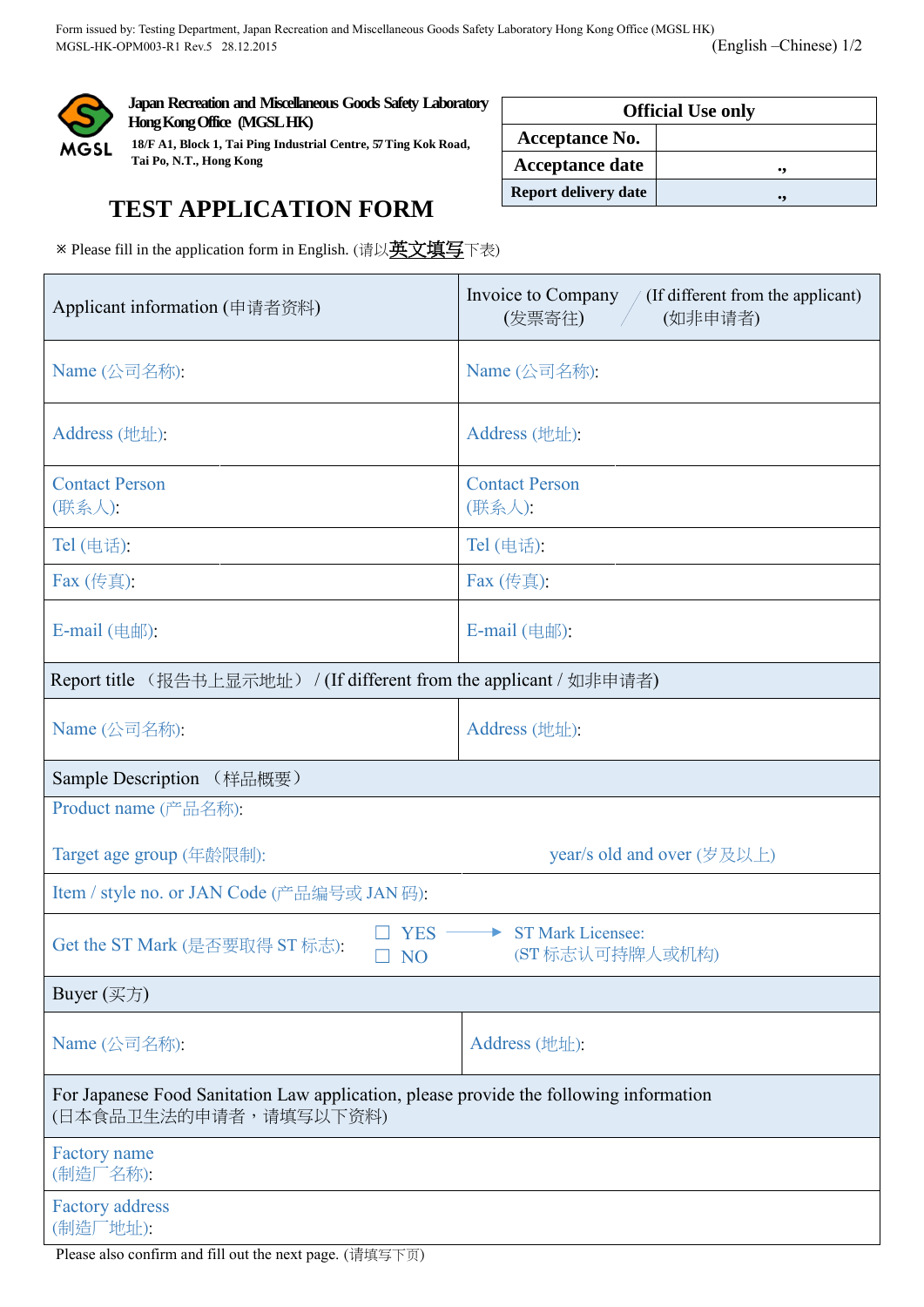Form issued by: Testing Department, Japan Recreation and Miscellaneous Goods Safety Laboratory Hong Kong Office (MGSL HK)
MGSL-HK-OPM003-R1 Rev.5 28.12.2015 (English –Chinese)

**Japan Recreation and Miscellaneous Goods Safety Laboratory Hong Kong Office (MGSL HK)**
18/F A1, Block 1, Tai Ping Industrial Centre, 57 Ting Kok Road, Tai Po, N.T., Hong Kong

| Official Use only | |
|---|---|
| Acceptance No. | |
| Acceptance date | ,, |
| Report delivery date | ,, |

# TEST APPLICATION FORM

※ Please fill in the application form in English. (请以**英文填写**下表)

| Applicant information (申请者资料) | Invoice to Company (发票寄往) / (If different from the applicant) (如非申请者) |
|---|---|
| Name (公司名称): | Name (公司名称): |
| Address (地址): | Address (地址): |
| Contact Person (联系人): | Contact Person (联系人): |
| Tel (电话): | Tel (电话): |
| Fax (传真): | Fax (传真): |
| E-mail (电邮): | E-mail (电邮): |
| Report title （报告书上显示地址） / (If different from the applicant / 如非申请者) | |
| Name (公司名称): | Address (地址): |
| Sample Description （样品概要） | |
| Product name (产品名称): | |
| Target age group (年龄限制): | year/s old and over (岁及以上) |
| Item / style no. or JAN Code (产品编号或 JAN 码): | |
| Get the ST Mark (是否要取得 ST 标志): ☐ YES → ST Mark Licensee: (ST 标志认可持牌人或机构) ☐ NO | |
| Buyer (买方) | |
| Name (公司名称): | Address (地址): |
| For Japanese Food Sanitation Law application, please provide the following information (日本食品卫生法的申请者，请填写以下资料) | |
| Factory name (制造厂名称): | |
| Factory address (制造厂地址): | |

Please also confirm and fill out the next page. (请填写下页)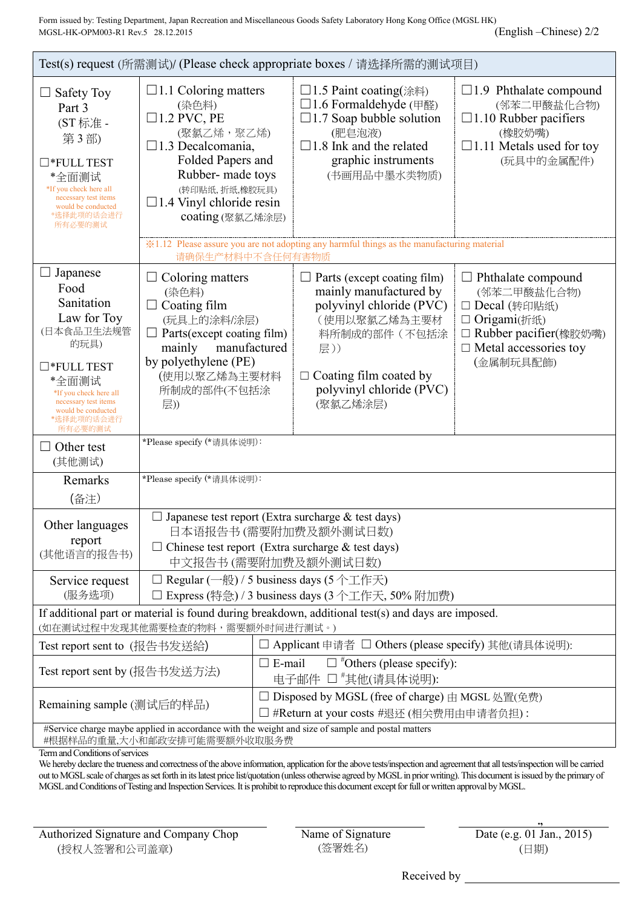Form issued by: Testing Department, Japan Recreation and Miscellaneous Goods Safety Laboratory Hong Kong Office (MGSL HK)
MGSL-HK-OPM003-R1 Rev.5 28.12.2015

(English –Chinese) 2/2

| Test(s) request (所需测试)/ (Please check appropriate boxes / 请选择所需的测试项目) | | | |
|---|---|---|---|
| ☐ Safety Toy Part 3 (ST 标准 - 第 3 部)<br><br>☐*FULL TEST *全面测试<br>*If you check here all necessary test items would be conducted<br>*选择此项的话会进行所有必要的测试 | ☐1.1 Coloring matters (染色料)<br>☐1.2 PVC, PE (聚氯乙烯，聚乙烯)<br>☐1.3 Decalcomania, Folded Papers and Rubber- made toys (转印贴纸, 折纸,橡胶玩具)<br>☐1.4 Vinyl chloride resin coating (聚氯乙烯涂层) | ☐1.5 Paint coating(涂料)<br>☐1.6 Formaldehyde (甲醛)<br>☐1.7 Soap bubble solution (肥皂泡液)<br>☐1.8 Ink and the related graphic instruments (书画用品中墨水类物质) | ☐1.9 Phthalate compound (邻苯二甲酸盐化合物)<br>☐1.10 Rubber pacifiers (橡胶奶嘴)<br>☐1.11 Metals used for toy (玩具中的金属配件) |
| | ※1.12 Please assure you are not adopting any harmful things as the manufacturing material 请确保生产材料中不含任何有害物质 | | |
| ☐ Japanese Food Sanitation Law for Toy (日本食品卫生法规管的玩具)<br><br>☐*FULL TEST *全面测试<br>*If you check here all necessary test items would be conducted<br>*选择此项的话会进行所有必要的测试 | ☐ Coloring matters (染色料)<br>☐ Coating film (玩具上的涂料/涂层)<br>☐ Parts(except coating film) mainly manufactured by polyethylene (PE) (使用以聚乙烯為主要材料所制成的部件(不包括涂层)) | ☐ Parts (except coating film) mainly manufactured by polyvinyl chloride (PVC) (使用以聚氯乙烯為主要材料所制成的部件（不包括涂层）)<br><br>☐ Coating film coated by polyvinyl chloride (PVC) (聚氯乙烯涂层) | ☐ Phthalate compound (邻苯二甲酸盐化合物)<br>☐ Decal (转印贴纸)<br>☐ Origami(折纸)<br>☐ Rubber pacifier(橡胶奶嘴)<br>☐ Metal accessories toy (金属制玩具配飾) |
| ☐ Other test (其他测试) | *Please specify (*请具体说明)： | | |
| Remarks (备注) | *Please specify (*请具体说明)： | | |
| Other languages report (其他语言的报告书) | ☐ Japanese test report (Extra surcharge & test days) 日本语报告书 (需要附加费及额外测试日数)<br>☐ Chinese test report (Extra surcharge & test days) 中文报告书 (需要附加费及额外测试日数) | | |
| Service request (服务选项) | ☐ Regular (一般) / 5 business days (5 个工作天)<br>☐ Express (特急) / 3 business days (3 个工作天, 50% 附加费) | | |
| If additional part or material is found during breakdown, additional test(s) and days are imposed. (如在测试过程中发现其他需要检查的物料，需要额外时间进行测试。) | | | |
| Test report sent to (报告书发送給) | ☐ Applicant 申请者 ☐ Others (please specify) 其他(请具体说明): | | |
| Test report sent by (报告书发送方法) | ☐ E-mail 电子邮件 ☐ #Others (please specify): ☐ #其他(请具体说明): | | |
| Remaining sample (测试后的样品) | ☐ Disposed by MGSL (free of charge) 由 MGSL 处置(免费)<br>☐ #Return at your costs #退还 (相关费用由申请者负担) : | | |
| #Service charge maybe applied in accordance with the weight and size of sample and postal matters #根据样品的重量,大小和邮政安排可能需要额外收取服务费 | | | |

Term and Conditions of services

We hereby declare the trueness and correctness of the above information, application for the above tests/inspection and agreement that all tests/inspection will be carried out to MGSL scale of charges as set forth in its latest price list/quotation (unless otherwise agreed by MGSL in prior writing). This document is issued by the primary of MGSL and Conditions of Testing and Inspection Services. It is prohibit to reproduce this document except for full or written approval by MGSL.

Authorized Signature and Company Chop (授权人签署和公司盖章)

Name of Signature (签署姓名)

Date (e.g. 01 Jan., 2015) (日期)

Received by \_\_\_\_\_\_\_\_\_\_\_\_\_\_\_\_\_\_\_\_